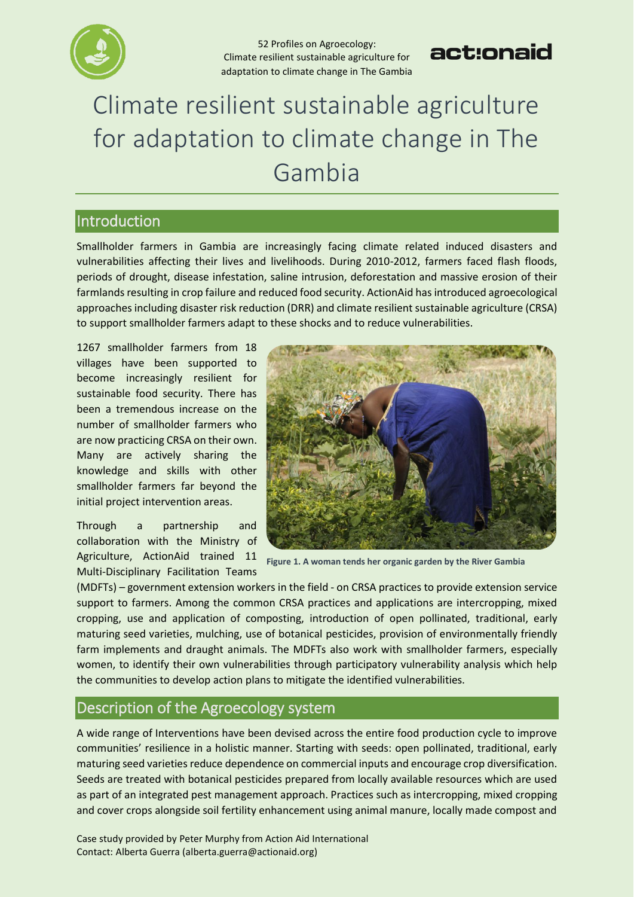# Climate resilient sustainable agriculture for adaptation to climate change in The Gambia

## Introduction

Smallholder farmers in Gambia are increasingly facing climate related induced disasters and vulnerabilities affecting their lives and livelihoods. During 2010-2012, farmers faced flash floods, periods of drought, disease infestation, saline intrusion, deforestation and massive erosion of their farmlands resulting in crop failure and reduced food security. ActionAid has introduced agroecological approaches including disaster risk reduction (DRR) and climate resilient sustainable agriculture (CRSA) to support smallholder farmers adapt to these shocks and to reduce vulnerabilities.

1267 smallholder farmers from 18 villages have been supported to become increasingly resilient for sustainable food security. There has been a tremendous increase on the number of smallholder farmers who are now practicing CRSA on their own. Many are actively sharing the knowledge and skills with other smallholder farmers far beyond the initial project intervention areas.

Figure 1. A woman tends her organic garden by the River Gambia

Through a partnership and collaboration with the Ministry of Agriculture, ActionAid trained 11 Multi-Disciplinary Facilitation Teams (MDFTs) – government extension workers in the field - on CRSA practices to provide extension service support to farmers. Among the common CRSA practices and applications are intercropping, mixed cropping, use and application of composting, introduction of open pollinated, traditional, early maturing seed varieties, mulching, use of botanical pesticides, provision of environmentally friendly farm implements and draught animals. The MDFTs also work with smallholder farmers, especially women, to identify their own vulnerabilities through participatory vulnerability analysis which help the communities to develop action plans to mitigate the identified vulnerabilities.

## Description of the Agroecology system

A wide range of Interventions have been devised across the entire food production cycle to improve communities' resilience in a holistic manner. Starting with seeds: open pollinated, traditional, early maturing seed varieties reduce dependence on commercial inputs and encourage crop diversification. Seeds are treated with botanical pesticides prepared from locally available resources which are used as part of an integrated pest management approach. Practices such as intercropping, mixed cropping and cover crops alongside soil fertility enhancement using animal manure, locally made compost and

Case study provided by Peter Murphy from Action Aid International
Contact: Alberta Guerra (alberta.guerra@actionaid.org)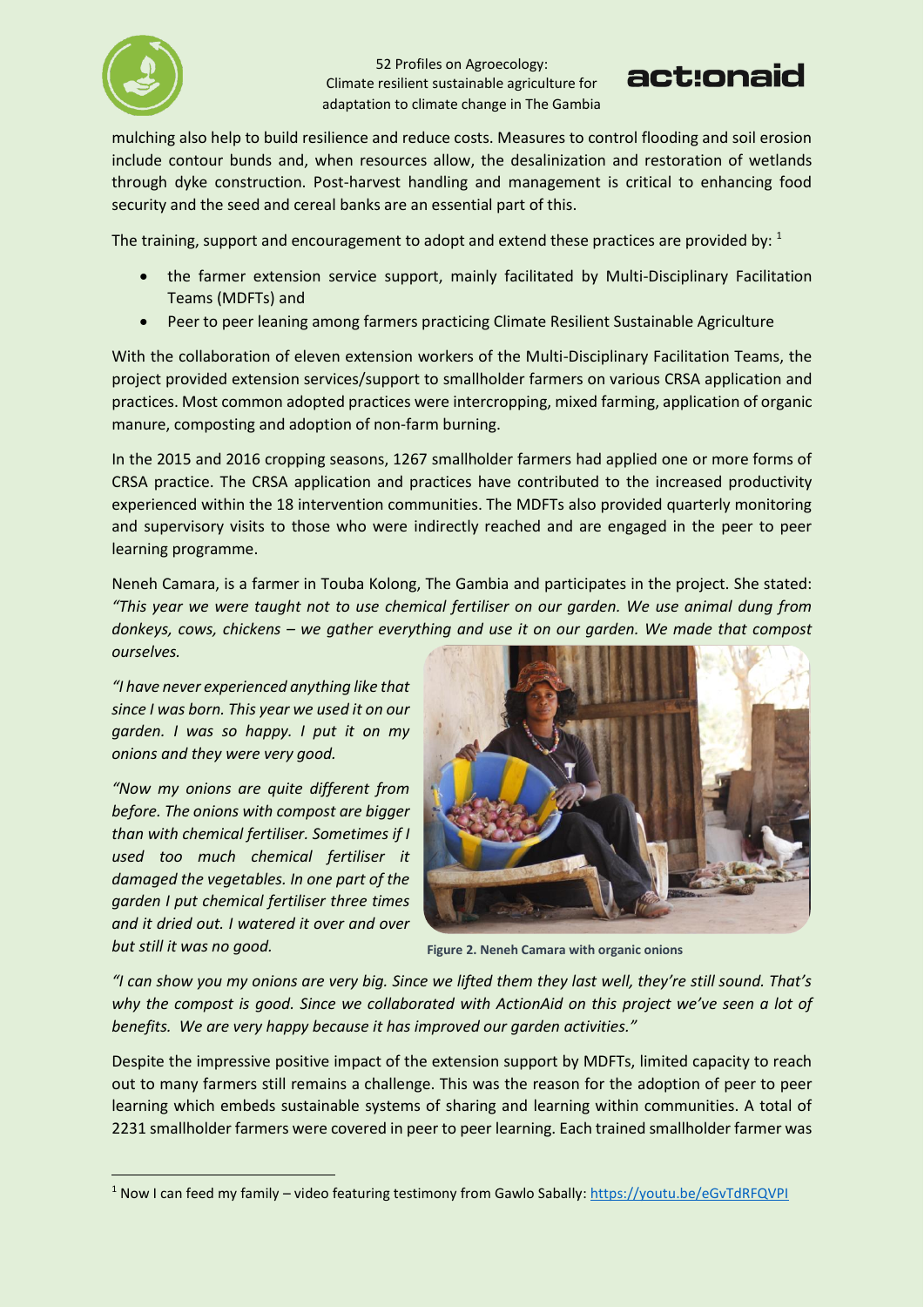mulching also help to build resilience and reduce costs. Measures to control flooding and soil erosion include contour bunds and, when resources allow, the desalinization and restoration of wetlands through dyke construction. Post-harvest handling and management is critical to enhancing food security and the seed and cereal banks are an essential part of this.

The training, support and encouragement to adopt and extend these practices are provided by: [1]

- the farmer extension service support, mainly facilitated by Multi-Disciplinary Facilitation Teams (MDFTs) and
- Peer to peer leaning among farmers practicing Climate Resilient Sustainable Agriculture

With the collaboration of eleven extension workers of the Multi-Disciplinary Facilitation Teams, the project provided extension services/support to smallholder farmers on various CRSA application and practices. Most common adopted practices were intercropping, mixed farming, application of organic manure, composting and adoption of non-farm burning.

In the 2015 and 2016 cropping seasons, 1267 smallholder farmers had applied one or more forms of CRSA practice. The CRSA application and practices have contributed to the increased productivity experienced within the 18 intervention communities. The MDFTs also provided quarterly monitoring and supervisory visits to those who were indirectly reached and are engaged in the peer to peer learning programme.

Neneh Camara, is a farmer in Touba Kolong, The Gambia and participates in the project. She stated: *"This year we were taught not to use chemical fertiliser on our garden. We use animal dung from donkeys, cows, chickens – we gather everything and use it on our garden. We made that compost ourselves.*

*"I have never experienced anything like that since I was born. This year we used it on our garden. I was so happy. I put it on my onions and they were very good.*

*"Now my onions are quite different from before. The onions with compost are bigger than with chemical fertiliser. Sometimes if I used too much chemical fertiliser it damaged the vegetables. In one part of the garden I put chemical fertiliser three times and it dried out. I watered it over and over but still it was no good.*

**Figure 2. Neneh Camara with organic onions**

*"I can show you my onions are very big. Since we lifted them they last well, they're still sound. That's why the compost is good. Since we collaborated with ActionAid on this project we've seen a lot of benefits. We are very happy because it has improved our garden activities."*

Despite the impressive positive impact of the extension support by MDFTs, limited capacity to reach out to many farmers still remains a challenge. This was the reason for the adoption of peer to peer learning which embeds sustainable systems of sharing and learning within communities. A total of 2231 smallholder farmers were covered in peer to peer learning. Each trained smallholder farmer was

---

[1] Now I can feed my family – video featuring testimony from Gawlo Sabally: https://youtu.be/eGvTdRFQVPI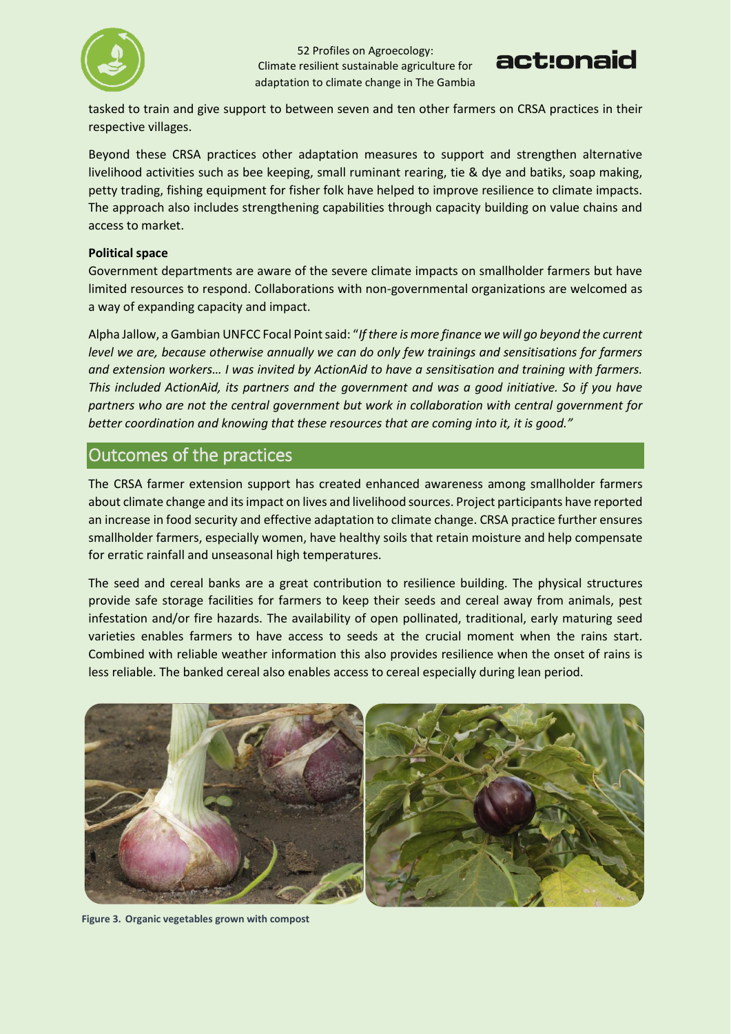tasked to train and give support to between seven and ten other farmers on CRSA practices in their respective villages.

Beyond these CRSA practices other adaptation measures to support and strengthen alternative livelihood activities such as bee keeping, small ruminant rearing, tie & dye and batiks, soap making, petty trading, fishing equipment for fisher folk have helped to improve resilience to climate impacts. The approach also includes strengthening capabilities through capacity building on value chains and access to market.

**Political space**

Government departments are aware of the severe climate impacts on smallholder farmers but have limited resources to respond. Collaborations with non-governmental organizations are welcomed as a way of expanding capacity and impact.

Alpha Jallow, a Gambian UNFCC Focal Point said: "*If there is more finance we will go beyond the current level we are, because otherwise annually we can do only few trainings and sensitisations for farmers and extension workers… I was invited by ActionAid to have a sensitisation and training with farmers. This included ActionAid, its partners and the government and was a good initiative. So if you have partners who are not the central government but work in collaboration with central government for better coordination and knowing that these resources that are coming into it, it is good.*"

## Outcomes of the practices

The CRSA farmer extension support has created enhanced awareness among smallholder farmers about climate change and its impact on lives and livelihood sources. Project participants have reported an increase in food security and effective adaptation to climate change. CRSA practice further ensures smallholder farmers, especially women, have healthy soils that retain moisture and help compensate for erratic rainfall and unseasonal high temperatures.

The seed and cereal banks are a great contribution to resilience building. The physical structures provide safe storage facilities for farmers to keep their seeds and cereal away from animals, pest infestation and/or fire hazards. The availability of open pollinated, traditional, early maturing seed varieties enables farmers to have access to seeds at the crucial moment when the rains start. Combined with reliable weather information this also provides resilience when the onset of rains is less reliable. The banked cereal also enables access to cereal especially during lean period.

**Figure 3. Organic vegetables grown with compost**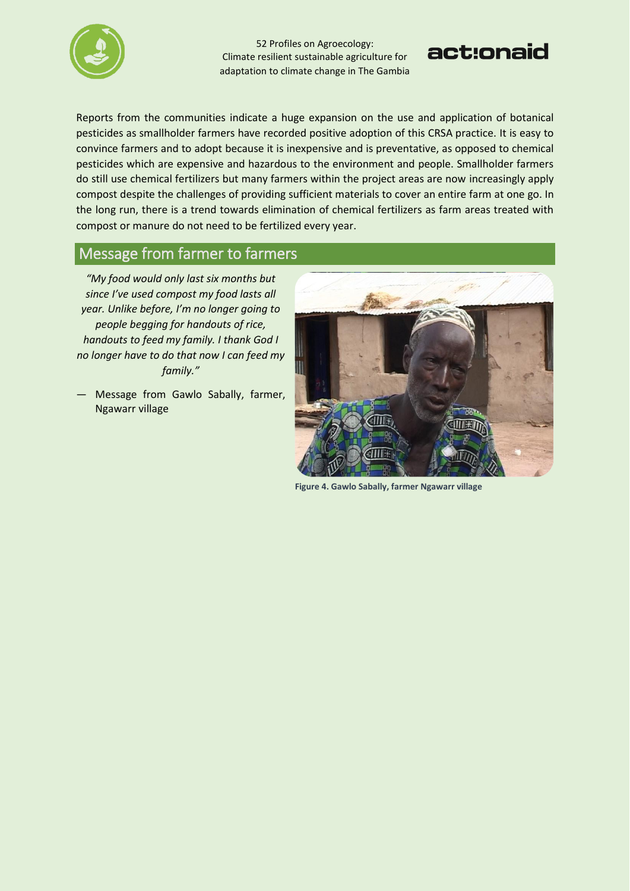Reports from the communities indicate a huge expansion on the use and application of botanical pesticides as smallholder farmers have recorded positive adoption of this CRSA practice. It is easy to convince farmers and to adopt because it is inexpensive and is preventative, as opposed to chemical pesticides which are expensive and hazardous to the environment and people. Smallholder farmers do still use chemical fertilizers but many farmers within the project areas are now increasingly apply compost despite the challenges of providing sufficient materials to cover an entire farm at one go. In the long run, there is a trend towards elimination of chemical fertilizers as farm areas treated with compost or manure do not need to be fertilized every year.

## Message from farmer to farmers

*"My food would only last six months but since I've used compost my food lasts all year. Unlike before, I'm no longer going to people begging for handouts of rice, handouts to feed my family. I thank God I no longer have to do that now I can feed my family."*

— Message from Gawlo Sabally, farmer, Ngawarr village

**Figure 4. Gawlo Sabally, farmer Ngawarr village**